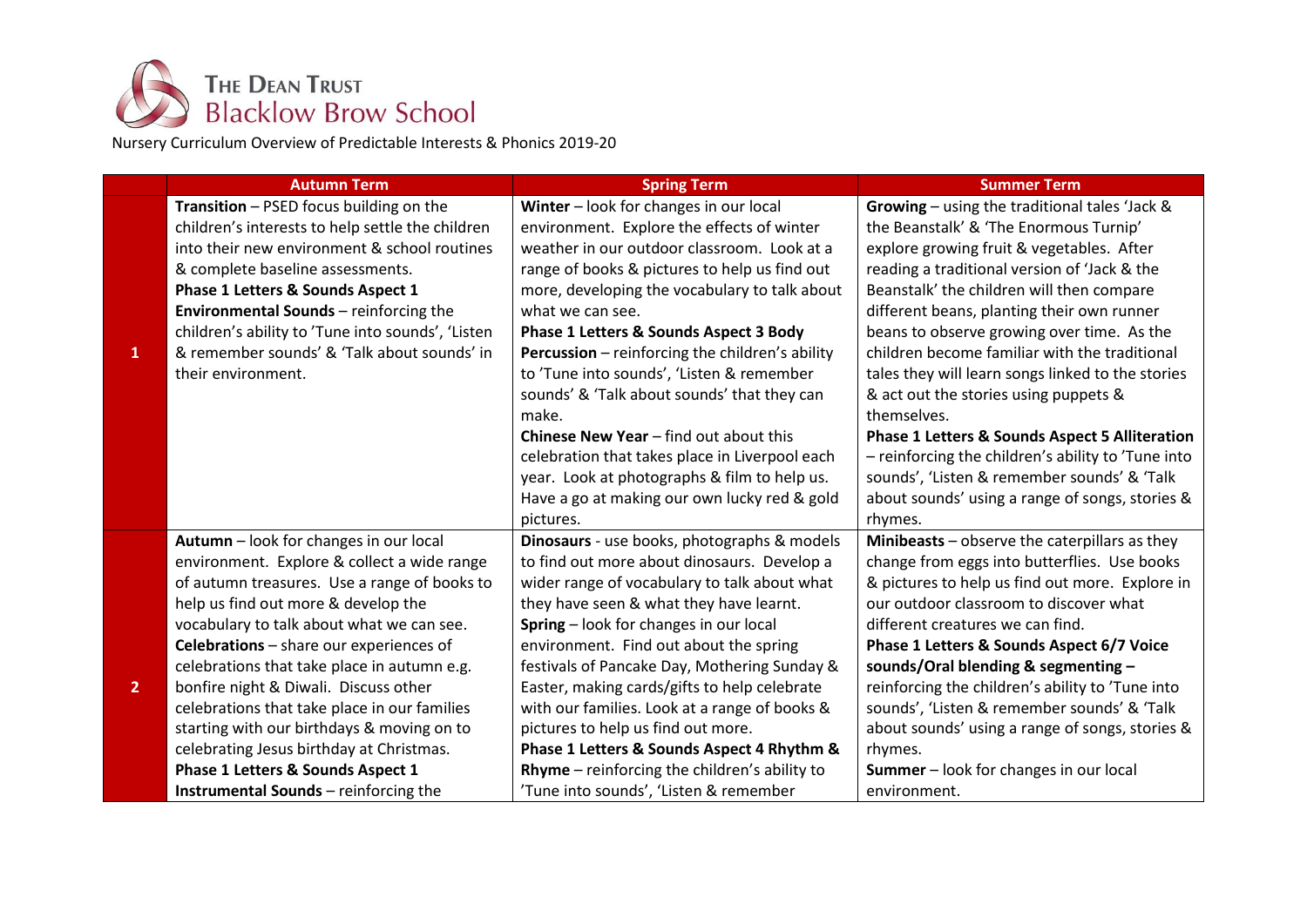THE DEAN TRUST
Blacklow Brow School

Nursery Curriculum Overview of Predictable Interests & Phonics 2019-20

| | Autumn Term | Spring Term | Summer Term |
|---|---|---|---|
| 1 | **Transition** – PSED focus building on the children's interests to help settle the children into their new environment & school routines & complete baseline assessments. **Phase 1 Letters & Sounds Aspect 1 Environmental Sounds** – reinforcing the children's ability to 'Tune into sounds', 'Listen & remember sounds' & 'Talk about sounds' in their environment. | **Winter** – look for changes in our local environment. Explore the effects of winter weather in our outdoor classroom. Look at a range of books & pictures to help us find out more, developing the vocabulary to talk about what we can see. **Phase 1 Letters & Sounds Aspect 3 Body Percussion** – reinforcing the children's ability to 'Tune into sounds', 'Listen & remember sounds' & 'Talk about sounds' that they can make. **Chinese New Year** – find out about this celebration that takes place in Liverpool each year. Look at photographs & film to help us. Have a go at making our own lucky red & gold pictures. | **Growing** – using the traditional tales 'Jack & the Beanstalk' & 'The Enormous Turnip' explore growing fruit & vegetables. After reading a traditional version of 'Jack & the Beanstalk' the children will then compare different beans, planting their own runner beans to observe growing over time. As the children become familiar with the traditional tales they will learn songs linked to the stories & act out the stories using puppets & themselves. **Phase 1 Letters & Sounds Aspect 5 Alliteration** – reinforcing the children's ability to 'Tune into sounds', 'Listen & remember sounds' & 'Talk about sounds' using a range of songs, stories & rhymes. |
| 2 | **Autumn** – look for changes in our local environment. Explore & collect a wide range of autumn treasures. Use a range of books to help us find out more & develop the vocabulary to talk about what we can see. **Celebrations** – share our experiences of celebrations that take place in autumn e.g. bonfire night & Diwali. Discuss other celebrations that take place in our families starting with our birthdays & moving on to celebrating Jesus birthday at Christmas. **Phase 1 Letters & Sounds Aspect 1 Instrumental Sounds** – reinforcing the | **Dinosaurs** - use books, photographs & models to find out more about dinosaurs. Develop a wider range of vocabulary to talk about what they have seen & what they have learnt. **Spring** – look for changes in our local environment. Find out about the spring festivals of Pancake Day, Mothering Sunday & Easter, making cards/gifts to help celebrate with our families. Look at a range of books & pictures to help us find out more. **Phase 1 Letters & Sounds Aspect 4 Rhythm & Rhyme** – reinforcing the children's ability to 'Tune into sounds', 'Listen & remember | **Minibeasts** – observe the caterpillars as they change from eggs into butterflies. Use books & pictures to help us find out more. Explore in our outdoor classroom to discover what different creatures we can find. **Phase 1 Letters & Sounds Aspect 6/7 Voice sounds/Oral blending & segmenting** – reinforcing the children's ability to 'Tune into sounds', 'Listen & remember sounds' & 'Talk about sounds' using a range of songs, stories & rhymes. **Summer** – look for changes in our local environment. |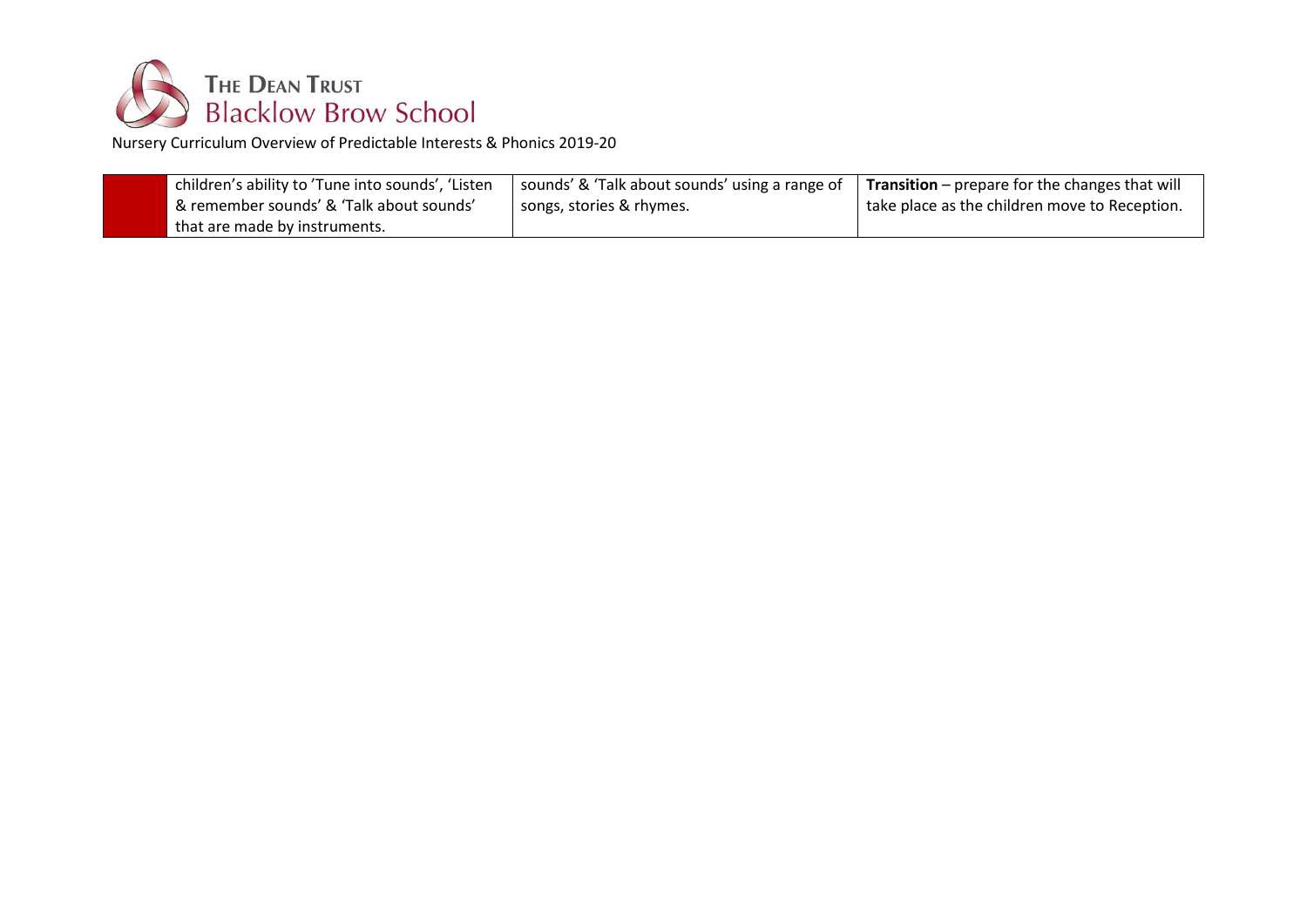THE DEAN TRUST
Blacklow Brow School

Nursery Curriculum Overview of Predictable Interests & Phonics 2019-20

| | | | |
|---|---|---|---|
| | children's ability to 'Tune into sounds', 'Listen & remember sounds' & 'Talk about sounds' that are made by instruments. | sounds' & 'Talk about sounds' using a range of songs, stories & rhymes. | **Transition** – prepare for the changes that will take place as the children move to Reception. |